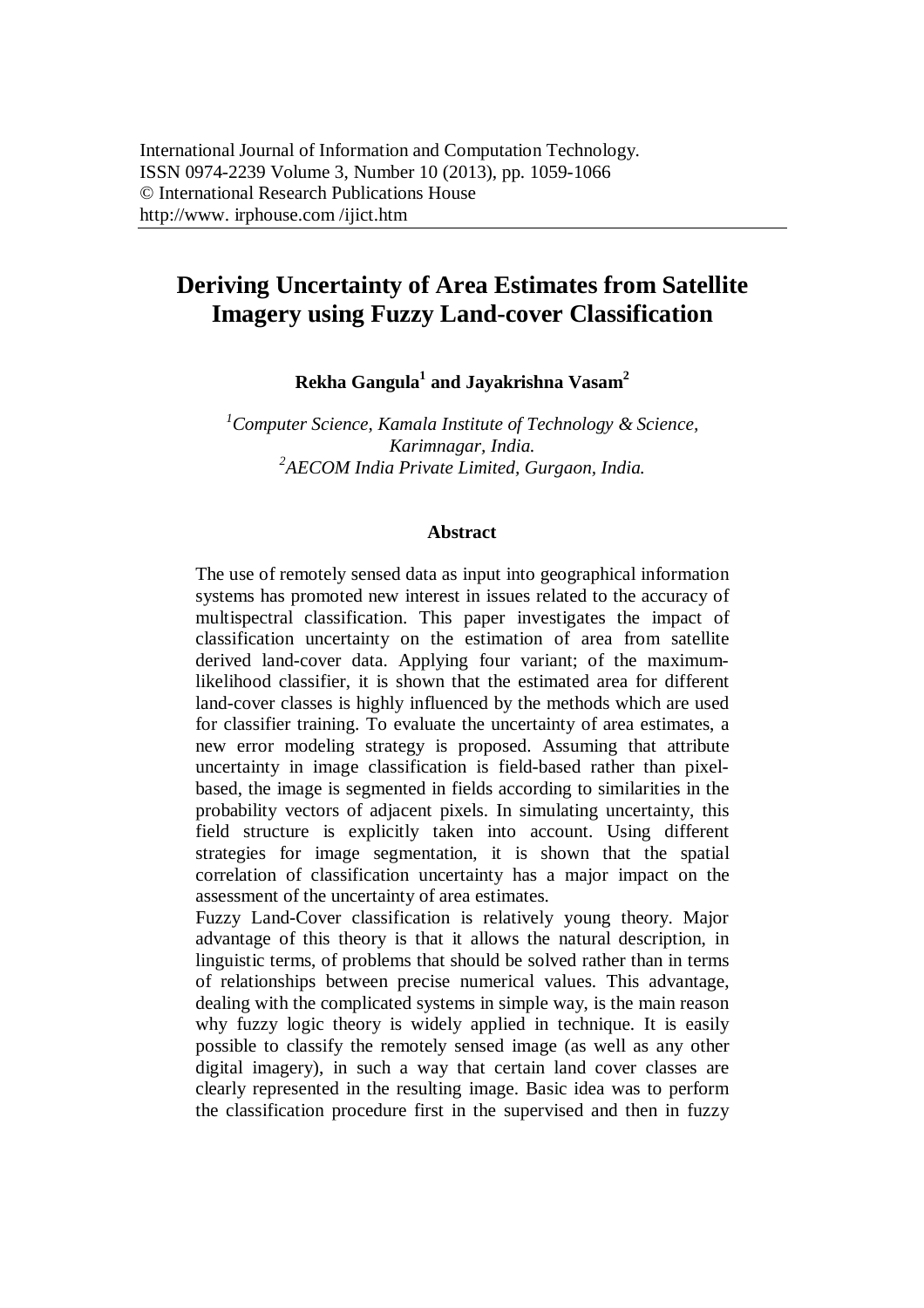International Journal of Information and Computation Technology.
ISSN 0974-2239 Volume 3, Number 10 (2013), pp. 1059-1066
© International Research Publications House
http://www. irphouse.com /ijict.htm

# Deriving Uncertainty of Area Estimates from Satellite Imagery using Fuzzy Land-cover Classification

**Rekha Gangula[1] and Jayakrishna Vasam[2]**

*[1]Computer Science, Kamala Institute of Technology & Science, Karimnagar, India.*
*[2]AECOM India Private Limited, Gurgaon, India.*

## Abstract

The use of remotely sensed data as input into geographical information systems has promoted new interest in issues related to the accuracy of multispectral classification. This paper investigates the impact of classification uncertainty on the estimation of area from satellite derived land-cover data. Applying four variant; of the maximum-likelihood classifier, it is shown that the estimated area for different land-cover classes is highly influenced by the methods which are used for classifier training. To evaluate the uncertainty of area estimates, a new error modeling strategy is proposed. Assuming that attribute uncertainty in image classification is field-based rather than pixel-based, the image is segmented in fields according to similarities in the probability vectors of adjacent pixels. In simulating uncertainty, this field structure is explicitly taken into account. Using different strategies for image segmentation, it is shown that the spatial correlation of classification uncertainty has a major impact on the assessment of the uncertainty of area estimates.

Fuzzy Land-Cover classification is relatively young theory. Major advantage of this theory is that it allows the natural description, in linguistic terms, of problems that should be solved rather than in terms of relationships between precise numerical values. This advantage, dealing with the complicated systems in simple way, is the main reason why fuzzy logic theory is widely applied in technique. It is easily possible to classify the remotely sensed image (as well as any other digital imagery), in such a way that certain land cover classes are clearly represented in the resulting image. Basic idea was to perform the classification procedure first in the supervised and then in fuzzy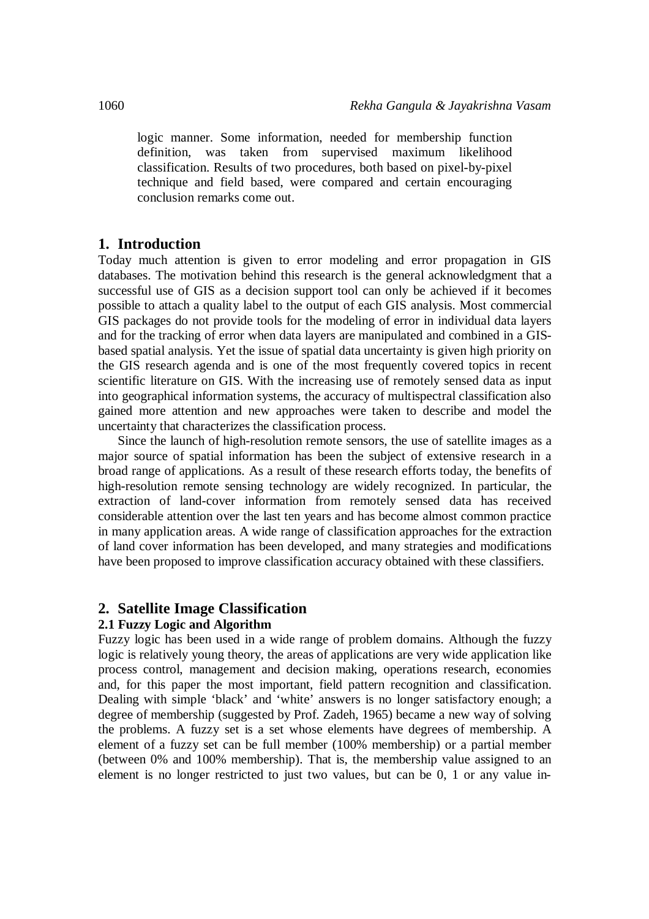logic manner. Some information, needed for membership function definition, was taken from supervised maximum likelihood classification. Results of two procedures, both based on pixel-by-pixel technique and field based, were compared and certain encouraging conclusion remarks come out.

## 1. Introduction

Today much attention is given to error modeling and error propagation in GIS databases. The motivation behind this research is the general acknowledgment that a successful use of GIS as a decision support tool can only be achieved if it becomes possible to attach a quality label to the output of each GIS analysis. Most commercial GIS packages do not provide tools for the modeling of error in individual data layers and for the tracking of error when data layers are manipulated and combined in a GIS-based spatial analysis. Yet the issue of spatial data uncertainty is given high priority on the GIS research agenda and is one of the most frequently covered topics in recent scientific literature on GIS. With the increasing use of remotely sensed data as input into geographical information systems, the accuracy of multispectral classification also gained more attention and new approaches were taken to describe and model the uncertainty that characterizes the classification process.

Since the launch of high-resolution remote sensors, the use of satellite images as a major source of spatial information has been the subject of extensive research in a broad range of applications. As a result of these research efforts today, the benefits of high-resolution remote sensing technology are widely recognized. In particular, the extraction of land-cover information from remotely sensed data has received considerable attention over the last ten years and has become almost common practice in many application areas. A wide range of classification approaches for the extraction of land cover information has been developed, and many strategies and modifications have been proposed to improve classification accuracy obtained with these classifiers.

## 2. Satellite Image Classification

### 2.1 Fuzzy Logic and Algorithm

Fuzzy logic has been used in a wide range of problem domains. Although the fuzzy logic is relatively young theory, the areas of applications are very wide application like process control, management and decision making, operations research, economies and, for this paper the most important, field pattern recognition and classification. Dealing with simple 'black' and 'white' answers is no longer satisfactory enough; a degree of membership (suggested by Prof. Zadeh, 1965) became a new way of solving the problems. A fuzzy set is a set whose elements have degrees of membership. A element of a fuzzy set can be full member (100% membership) or a partial member (between 0% and 100% membership). That is, the membership value assigned to an element is no longer restricted to just two values, but can be 0, 1 or any value in-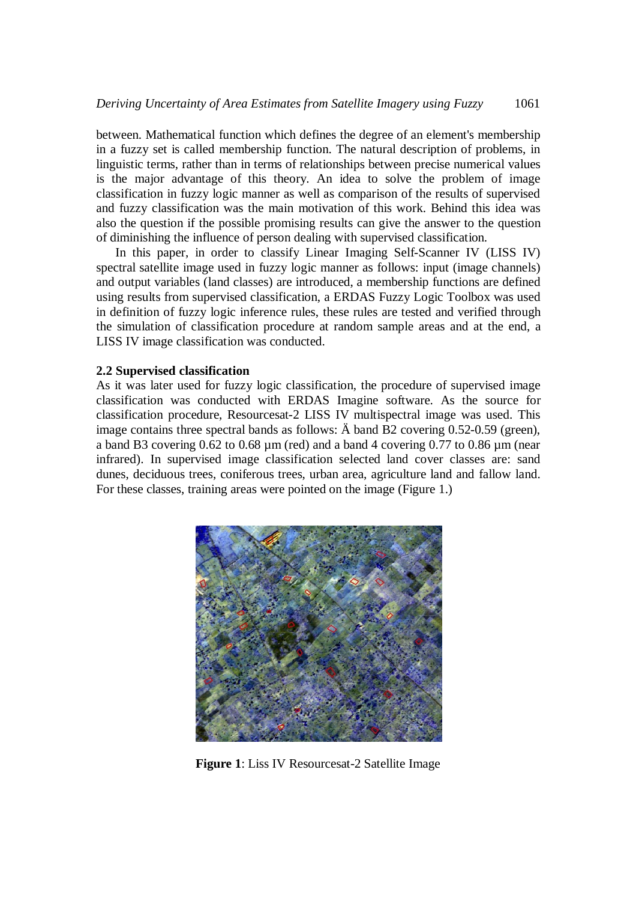between. Mathematical function which defines the degree of an element's membership in a fuzzy set is called membership function. The natural description of problems, in linguistic terms, rather than in terms of relationships between precise numerical values is the major advantage of this theory. An idea to solve the problem of image classification in fuzzy logic manner as well as comparison of the results of supervised and fuzzy classification was the main motivation of this work. Behind this idea was also the question if the possible promising results can give the answer to the question of diminishing the influence of person dealing with supervised classification.

In this paper, in order to classify Linear Imaging Self-Scanner IV (LISS IV) spectral satellite image used in fuzzy logic manner as follows: input (image channels) and output variables (land classes) are introduced, a membership functions are defined using results from supervised classification, a ERDAS Fuzzy Logic Toolbox was used in definition of fuzzy logic inference rules, these rules are tested and verified through the simulation of classification procedure at random sample areas and at the end, a LISS IV image classification was conducted.

### 2.2 Supervised classification

As it was later used for fuzzy logic classification, the procedure of supervised image classification was conducted with ERDAS Imagine software. As the source for classification procedure, Resourcesat-2 LISS IV multispectral image was used. This image contains three spectral bands as follows: Ä band B2 covering 0.52-0.59 (green), a band B3 covering 0.62 to 0.68 µm (red) and a band 4 covering 0.77 to 0.86 µm (near infrared). In supervised image classification selected land cover classes are: sand dunes, deciduous trees, coniferous trees, urban area, agriculture land and fallow land. For these classes, training areas were pointed on the image (Figure 1.)

**Figure 1**: Liss IV Resourcesat-2 Satellite Image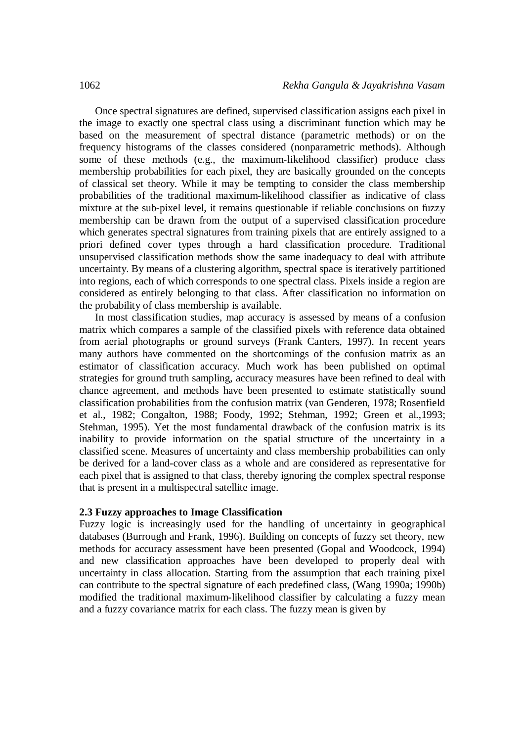Once spectral signatures are defined, supervised classification assigns each pixel in the image to exactly one spectral class using a discriminant function which may be based on the measurement of spectral distance (parametric methods) or on the frequency histograms of the classes considered (nonparametric methods). Although some of these methods (e.g., the maximum-likelihood classifier) produce class membership probabilities for each pixel, they are basically grounded on the concepts of classical set theory. While it may be tempting to consider the class membership probabilities of the traditional maximum-likelihood classifier as indicative of class mixture at the sub-pixel level, it remains questionable if reliable conclusions on fuzzy membership can be drawn from the output of a supervised classification procedure which generates spectral signatures from training pixels that are entirely assigned to a priori defined cover types through a hard classification procedure. Traditional unsupervised classification methods show the same inadequacy to deal with attribute uncertainty. By means of a clustering algorithm, spectral space is iteratively partitioned into regions, each of which corresponds to one spectral class. Pixels inside a region are considered as entirely belonging to that class. After classification no information on the probability of class membership is available.

In most classification studies, map accuracy is assessed by means of a confusion matrix which compares a sample of the classified pixels with reference data obtained from aerial photographs or ground surveys (Frank Canters, 1997). In recent years many authors have commented on the shortcomings of the confusion matrix as an estimator of classification accuracy. Much work has been published on optimal strategies for ground truth sampling, accuracy measures have been refined to deal with chance agreement, and methods have been presented to estimate statistically sound classification probabilities from the confusion matrix (van Genderen, 1978; Rosenfield et al., 1982; Congalton, 1988; Foody, 1992; Stehman, 1992; Green et al.,1993; Stehman, 1995). Yet the most fundamental drawback of the confusion matrix is its inability to provide information on the spatial structure of the uncertainty in a classified scene. Measures of uncertainty and class membership probabilities can only be derived for a land-cover class as a whole and are considered as representative for each pixel that is assigned to that class, thereby ignoring the complex spectral response that is present in a multispectral satellite image.

**2.3 Fuzzy approaches to Image Classification**

Fuzzy logic is increasingly used for the handling of uncertainty in geographical databases (Burrough and Frank, 1996). Building on concepts of fuzzy set theory, new methods for accuracy assessment have been presented (Gopal and Woodcock, 1994) and new classification approaches have been developed to properly deal with uncertainty in class allocation. Starting from the assumption that each training pixel can contribute to the spectral signature of each predefined class, (Wang 1990a; 1990b) modified the traditional maximum-likelihood classifier by calculating a fuzzy mean and a fuzzy covariance matrix for each class. The fuzzy mean is given by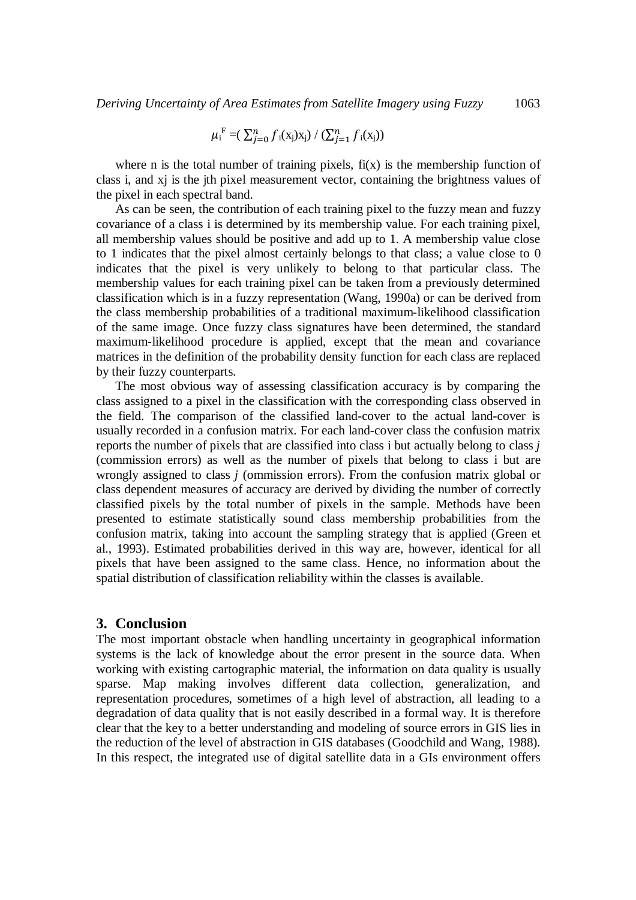$$\mu_i^F = \left( \sum_{j=0}^{n} f_i(x_j) x_j \right) / \left( \sum_{j=1}^{n} f_i(x_j) \right)$$

where n is the total number of training pixels, $f_i(x)$ is the membership function of class i, and $x_j$ is the jth pixel measurement vector, containing the brightness values of the pixel in each spectral band.

As can be seen, the contribution of each training pixel to the fuzzy mean and fuzzy covariance of a class i is determined by its membership value. For each training pixel, all membership values should be positive and add up to 1. A membership value close to 1 indicates that the pixel almost certainly belongs to that class; a value close to 0 indicates that the pixel is very unlikely to belong to that particular class. The membership values for each training pixel can be taken from a previously determined classification which is in a fuzzy representation (Wang, 1990a) or can be derived from the class membership probabilities of a traditional maximum-likelihood classification of the same image. Once fuzzy class signatures have been determined, the standard maximum-likelihood procedure is applied, except that the mean and covariance matrices in the definition of the probability density function for each class are replaced by their fuzzy counterparts.

The most obvious way of assessing classification accuracy is by comparing the class assigned to a pixel in the classification with the corresponding class observed in the field. The comparison of the classified land-cover to the actual land-cover is usually recorded in a confusion matrix. For each land-cover class the confusion matrix reports the number of pixels that are classified into class i but actually belong to class *j* (commission errors) as well as the number of pixels that belong to class i but are wrongly assigned to class *j* (ommission errors). From the confusion matrix global or class dependent measures of accuracy are derived by dividing the number of correctly classified pixels by the total number of pixels in the sample. Methods have been presented to estimate statistically sound class membership probabilities from the confusion matrix, taking into account the sampling strategy that is applied (Green et al., 1993). Estimated probabilities derived in this way are, however, identical for all pixels that have been assigned to the same class. Hence, no information about the spatial distribution of classification reliability within the classes is available.

## 3. Conclusion

The most important obstacle when handling uncertainty in geographical information systems is the lack of knowledge about the error present in the source data. When working with existing cartographic material, the information on data quality is usually sparse. Map making involves different data collection, generalization, and representation procedures, sometimes of a high level of abstraction, all leading to a degradation of data quality that is not easily described in a formal way. It is therefore clear that the key to a better understanding and modeling of source errors in GIS lies in the reduction of the level of abstraction in GIS databases (Goodchild and Wang, 1988). In this respect, the integrated use of digital satellite data in a GIs environment offers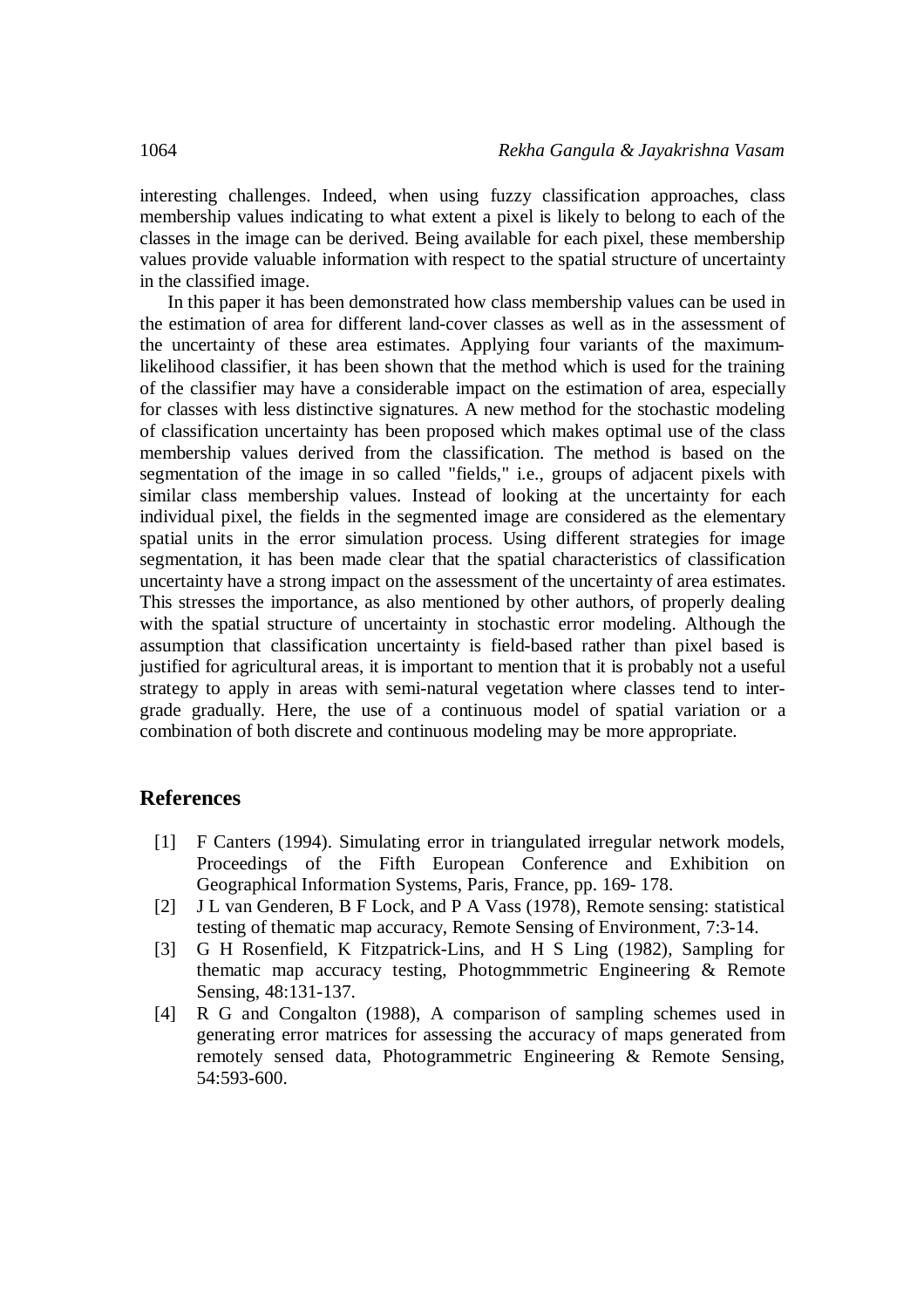interesting challenges. Indeed, when using fuzzy classification approaches, class membership values indicating to what extent a pixel is likely to belong to each of the classes in the image can be derived. Being available for each pixel, these membership values provide valuable information with respect to the spatial structure of uncertainty in the classified image.

In this paper it has been demonstrated how class membership values can be used in the estimation of area for different land-cover classes as well as in the assessment of the uncertainty of these area estimates. Applying four variants of the maximum-likelihood classifier, it has been shown that the method which is used for the training of the classifier may have a considerable impact on the estimation of area, especially for classes with less distinctive signatures. A new method for the stochastic modeling of classification uncertainty has been proposed which makes optimal use of the class membership values derived from the classification. The method is based on the segmentation of the image in so called "fields," i.e., groups of adjacent pixels with similar class membership values. Instead of looking at the uncertainty for each individual pixel, the fields in the segmented image are considered as the elementary spatial units in the error simulation process. Using different strategies for image segmentation, it has been made clear that the spatial characteristics of classification uncertainty have a strong impact on the assessment of the uncertainty of area estimates. This stresses the importance, as also mentioned by other authors, of properly dealing with the spatial structure of uncertainty in stochastic error modeling. Although the assumption that classification uncertainty is field-based rather than pixel based is justified for agricultural areas, it is important to mention that it is probably not a useful strategy to apply in areas with semi-natural vegetation where classes tend to inter-grade gradually. Here, the use of a continuous model of spatial variation or a combination of both discrete and continuous modeling may be more appropriate.

## References

[1] F Canters (1994). Simulating error in triangulated irregular network models, Proceedings of the Fifth European Conference and Exhibition on Geographical Information Systems, Paris, France, pp. 169- 178.

[2] J L van Genderen, B F Lock, and P A Vass (1978), Remote sensing: statistical testing of thematic map accuracy, Remote Sensing of Environment, 7:3-14.

[3] G H Rosenfield, K Fitzpatrick-Lins, and H S Ling (1982), Sampling for thematic map accuracy testing, Photogmmmetric Engineering & Remote Sensing, 48:131-137.

[4] R G and Congalton (1988), A comparison of sampling schemes used in generating error matrices for assessing the accuracy of maps generated from remotely sensed data, Photogrammetric Engineering & Remote Sensing, 54:593-600.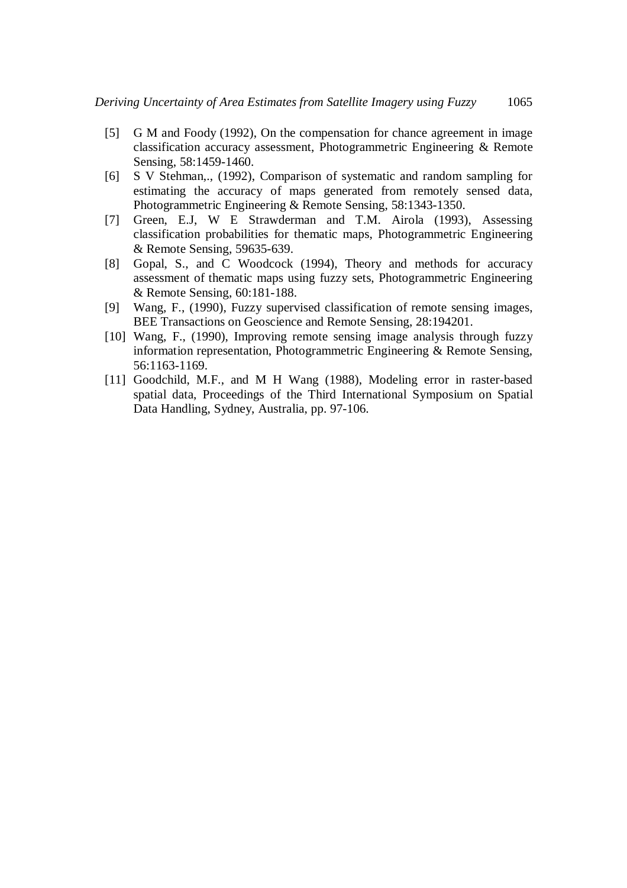[5] G M and Foody (1992), On the compensation for chance agreement in image classification accuracy assessment, Photogrammetric Engineering & Remote Sensing, 58:1459-1460.

[6] S V Stehman,., (1992), Comparison of systematic and random sampling for estimating the accuracy of maps generated from remotely sensed data, Photogrammetric Engineering & Remote Sensing, 58:1343-1350.

[7] Green, E.J, W E Strawderman and T.M. Airola (1993), Assessing classification probabilities for thematic maps, Photogrammetric Engineering & Remote Sensing, 59635-639.

[8] Gopal, S., and C Woodcock (1994), Theory and methods for accuracy assessment of thematic maps using fuzzy sets, Photogrammetric Engineering & Remote Sensing, 60:181-188.

[9] Wang, F., (1990), Fuzzy supervised classification of remote sensing images, BEE Transactions on Geoscience and Remote Sensing, 28:194201.

[10] Wang, F., (1990), Improving remote sensing image analysis through fuzzy information representation, Photogrammetric Engineering & Remote Sensing, 56:1163-1169.

[11] Goodchild, M.F., and M H Wang (1988), Modeling error in raster-based spatial data, Proceedings of the Third International Symposium on Spatial Data Handling, Sydney, Australia, pp. 97-106.